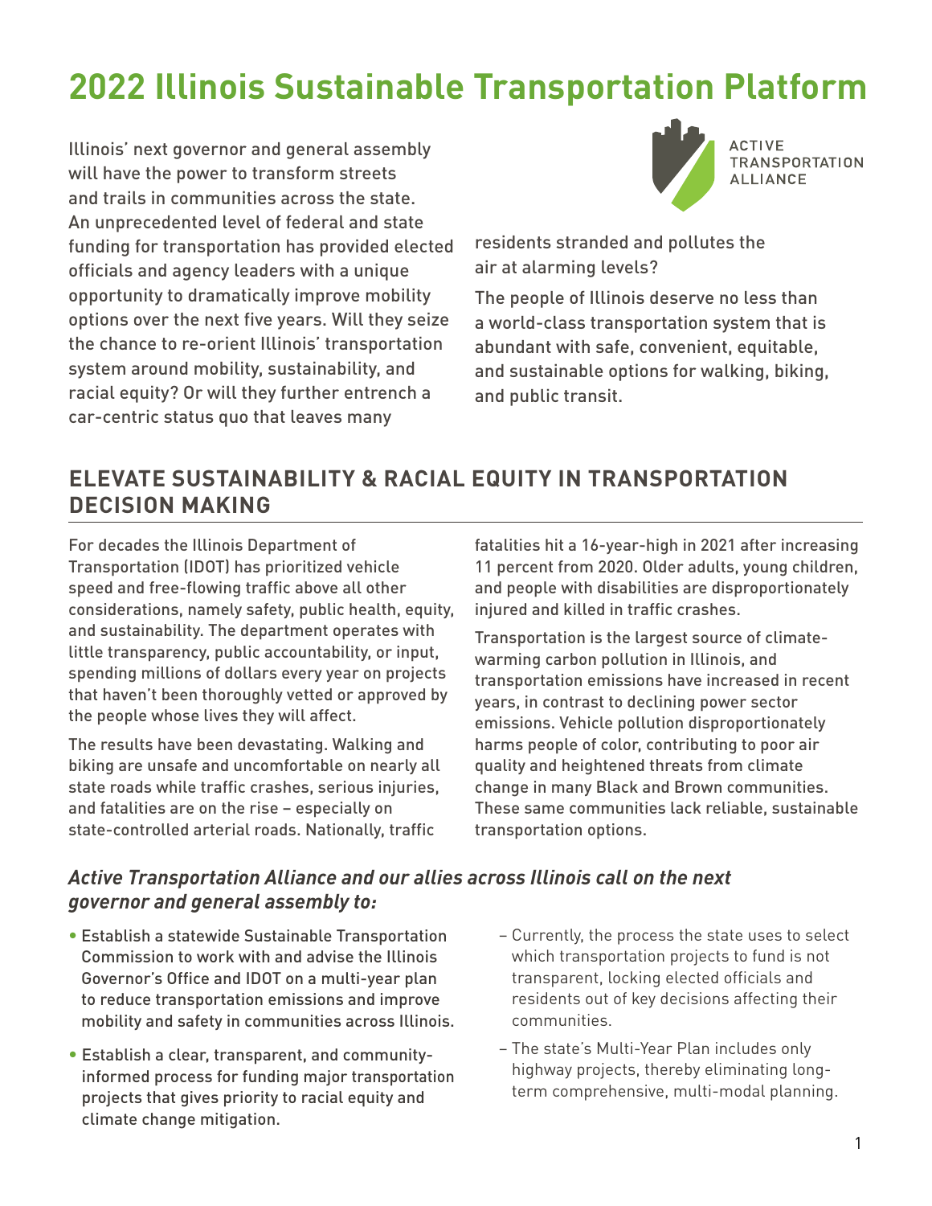# 2022 Illinois Sustainable Transportation Platform

Illinois' next governor and general assembly will have the power to transform streets and trails in communities across the state. An unprecedented level of federal and state funding for transportation has provided elected officials and agency leaders with a unique opportunity to dramatically improve mobility options over the next five years. Will they seize the chance to re-orient Illinois' transportation system around mobility, sustainability, and racial equity? Or will they further entrench a car-centric status quo that leaves many residents stranded and pollutes the air at alarming levels?

The people of Illinois deserve no less than a world-class transportation system that is abundant with safe, convenient, equitable, and sustainable options for walking, biking, and public transit.

## ELEVATE SUSTAINABILITY & RACIAL EQUITY IN TRANSPORTATION DECISION MAKING

For decades the Illinois Department of Transportation (IDOT) has prioritized vehicle speed and free-flowing traffic above all other considerations, namely safety, public health, equity, and sustainability. The department operates with little transparency, public accountability, or input, spending millions of dollars every year on projects that haven't been thoroughly vetted or approved by the people whose lives they will affect.

The results have been devastating. Walking and biking are unsafe and uncomfortable on nearly all state roads while traffic crashes, serious injuries, and fatalities are on the rise – especially on state-controlled arterial roads. Nationally, traffic fatalities hit a 16-year-high in 2021 after increasing 11 percent from 2020. Older adults, young children, and people with disabilities are disproportionately injured and killed in traffic crashes.

Transportation is the largest source of climate-warming carbon pollution in Illinois, and transportation emissions have increased in recent years, in contrast to declining power sector emissions. Vehicle pollution disproportionately harms people of color, contributing to poor air quality and heightened threats from climate change in many Black and Brown communities. These same communities lack reliable, sustainable transportation options.

### *Active Transportation Alliance and our allies across Illinois call on the next governor and general assembly to:*

- Establish a statewide Sustainable Transportation Commission to work with and advise the Illinois Governor's Office and IDOT on a multi-year plan to reduce transportation emissions and improve mobility and safety in communities across Illinois.
- Establish a clear, transparent, and community-informed process for funding major transportation projects that gives priority to racial equity and climate change mitigation.
  - Currently, the process the state uses to select which transportation projects to fund is not transparent, locking elected officials and residents out of key decisions affecting their communities.
  - The state's Multi-Year Plan includes only highway projects, thereby eliminating long-term comprehensive, multi-modal planning.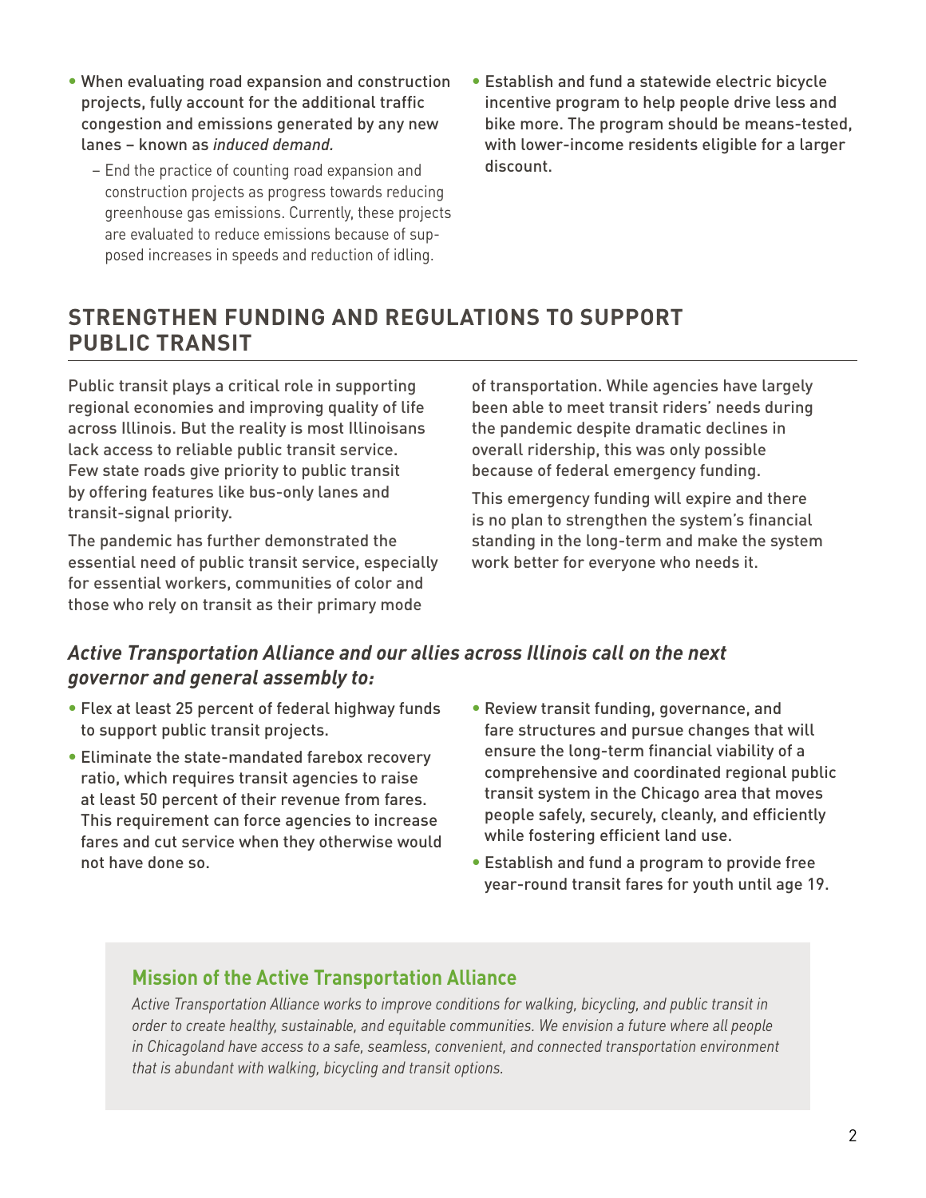- When evaluating road expansion and construction projects, fully account for the additional traffic congestion and emissions generated by any new lanes – known as *induced demand.*
  - End the practice of counting road expansion and construction projects as progress towards reducing greenhouse gas emissions. Currently, these projects are evaluated to reduce emissions because of supposed increases in speeds and reduction of idling.
- Establish and fund a statewide electric bicycle incentive program to help people drive less and bike more. The program should be means-tested, with lower-income residents eligible for a larger discount.

## STRENGTHEN FUNDING AND REGULATIONS TO SUPPORT PUBLIC TRANSIT

Public transit plays a critical role in supporting regional economies and improving quality of life across Illinois. But the reality is most Illinoisans lack access to reliable public transit service. Few state roads give priority to public transit by offering features like bus-only lanes and transit-signal priority.

The pandemic has further demonstrated the essential need of public transit service, especially for essential workers, communities of color and those who rely on transit as their primary mode of transportation. While agencies have largely been able to meet transit riders' needs during the pandemic despite dramatic declines in overall ridership, this was only possible because of federal emergency funding.

This emergency funding will expire and there is no plan to strengthen the system's financial standing in the long-term and make the system work better for everyone who needs it.

### *Active Transportation Alliance and our allies across Illinois call on the next governor and general assembly to:*

- Flex at least 25 percent of federal highway funds to support public transit projects.
- Eliminate the state-mandated farebox recovery ratio, which requires transit agencies to raise at least 50 percent of their revenue from fares. This requirement can force agencies to increase fares and cut service when they otherwise would not have done so.
- Review transit funding, governance, and fare structures and pursue changes that will ensure the long-term financial viability of a comprehensive and coordinated regional public transit system in the Chicago area that moves people safely, securely, cleanly, and efficiently while fostering efficient land use.
- Establish and fund a program to provide free year-round transit fares for youth until age 19.

### Mission of the Active Transportation Alliance

*Active Transportation Alliance works to improve conditions for walking, bicycling, and public transit in order to create healthy, sustainable, and equitable communities. We envision a future where all people in Chicagoland have access to a safe, seamless, convenient, and connected transportation environment that is abundant with walking, bicycling and transit options.*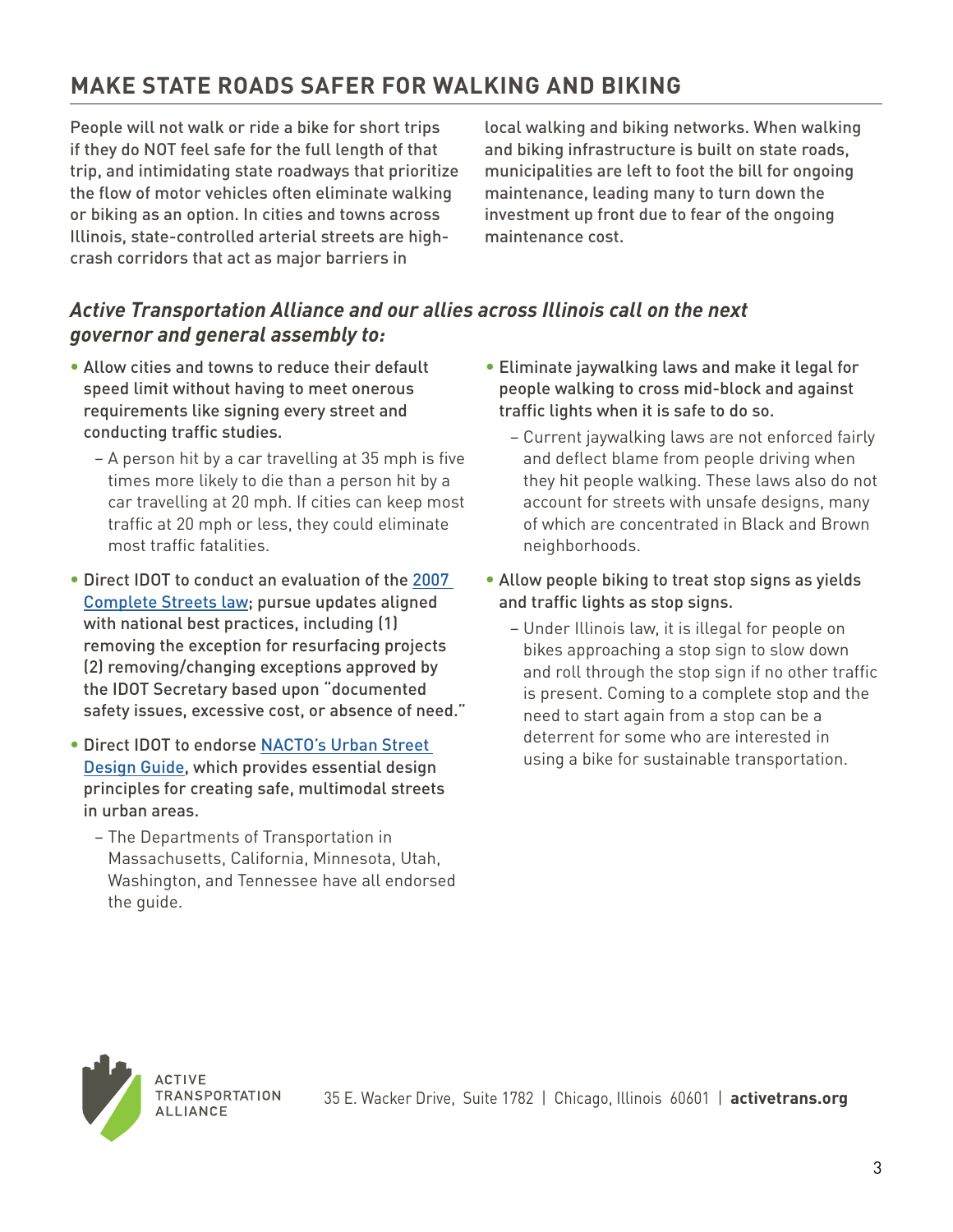## MAKE STATE ROADS SAFER FOR WALKING AND BIKING

People will not walk or ride a bike for short trips if they do NOT feel safe for the full length of that trip, and intimidating state roadways that prioritize the flow of motor vehicles often eliminate walking or biking as an option. In cities and towns across Illinois, state-controlled arterial streets are high-crash corridors that act as major barriers in local walking and biking networks. When walking and biking infrastructure is built on state roads, municipalities are left to foot the bill for ongoing maintenance, leading many to turn down the investment up front due to fear of the ongoing maintenance cost.

### *Active Transportation Alliance and our allies across Illinois call on the next governor and general assembly to:*

- Allow cities and towns to reduce their default speed limit without having to meet onerous requirements like signing every street and conducting traffic studies.
  - A person hit by a car travelling at 35 mph is five times more likely to die than a person hit by a car travelling at 20 mph. If cities can keep most traffic at 20 mph or less, they could eliminate most traffic fatalities.
- Direct IDOT to conduct an evaluation of the 2007 Complete Streets law; pursue updates aligned with national best practices, including (1) removing the exception for resurfacing projects (2) removing/changing exceptions approved by the IDOT Secretary based upon "documented safety issues, excessive cost, or absence of need."
- Direct IDOT to endorse NACTO's Urban Street Design Guide, which provides essential design principles for creating safe, multimodal streets in urban areas.
  - The Departments of Transportation in Massachusetts, California, Minnesota, Utah, Washington, and Tennessee have all endorsed the guide.
- Eliminate jaywalking laws and make it legal for people walking to cross mid-block and against traffic lights when it is safe to do so.
  - Current jaywalking laws are not enforced fairly and deflect blame from people driving when they hit people walking. These laws also do not account for streets with unsafe designs, many of which are concentrated in Black and Brown neighborhoods.
- Allow people biking to treat stop signs as yields and traffic lights as stop signs.
  - Under Illinois law, it is illegal for people on bikes approaching a stop sign to slow down and roll through the stop sign if no other traffic is present. Coming to a complete stop and the need to start again from a stop can be a deterrent for some who are interested in using a bike for sustainable transportation.

ACTIVE TRANSPORTATION ALLIANCE

35 E. Wacker Drive, Suite 1782 | Chicago, Illinois 60601 | **activetrans.org**